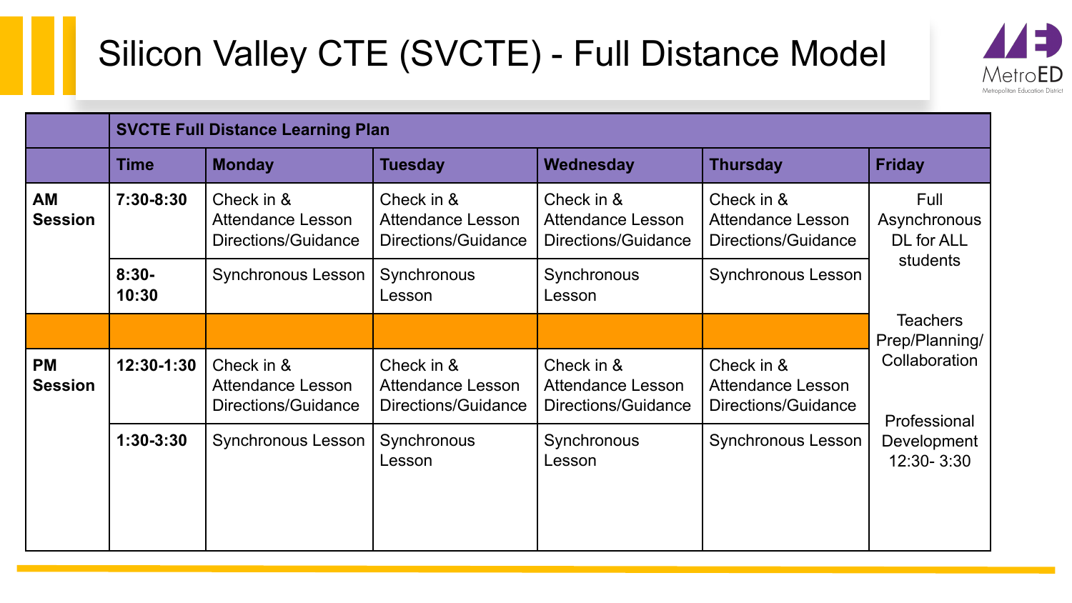# Silicon Valley CTE (SVCTE) - Full Distance Model

MetroED
Metropolitan Education District

| | **SVCTE Full Distance Learning Plan** | | | | | |
|---|---|---|---|---|---|---|
| | **Time** | **Monday** | **Tuesday** | **Wednesday** | **Thursday** | **Friday** |
| **AM Session** | **7:30-8:30** | Check in & Attendance Lesson Directions/Guidance | Check in & Attendance Lesson Directions/Guidance | Check in & Attendance Lesson Directions/Guidance | Check in & Attendance Lesson Directions/Guidance | Full Asynchronous DL for ALL students<br><br>Teachers Prep/Planning/ Collaboration<br><br>Professional Development 12:30- 3:30 |
| | **8:30-10:30** | Synchronous Lesson | Synchronous Lesson | Synchronous Lesson | Synchronous Lesson | |
| | | | | | | |
| **PM Session** | **12:30-1:30** | Check in & Attendance Lesson Directions/Guidance | Check in & Attendance Lesson Directions/Guidance | Check in & Attendance Lesson Directions/Guidance | Check in & Attendance Lesson Directions/Guidance | |
| | **1:30-3:30** | Synchronous Lesson | Synchronous Lesson | Synchronous Lesson | Synchronous Lesson | |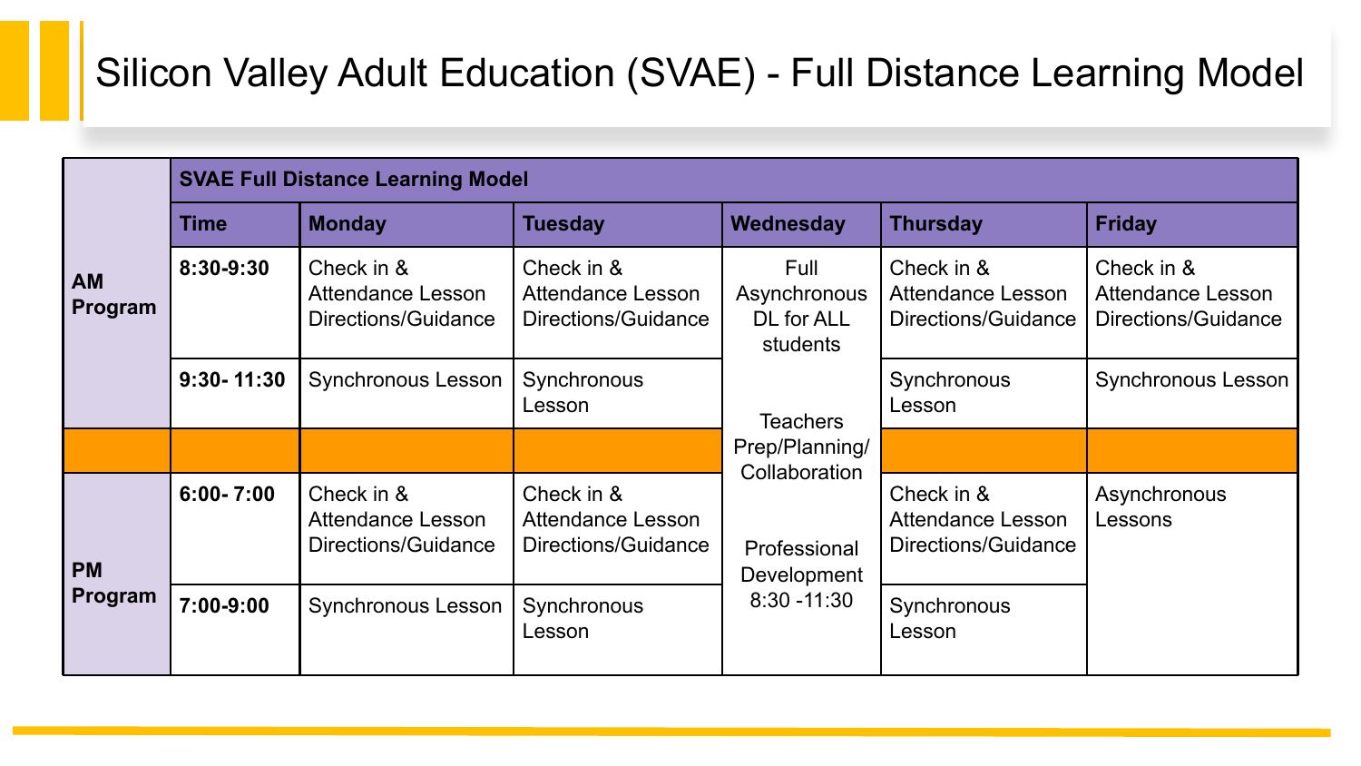# Silicon Valley Adult Education (SVAE) - Full Distance Learning Model

| | SVAE Full Distance Learning Model | | | | | |
|---|---|---|---|---|---|---|
| | **Time** | **Monday** | **Tuesday** | **Wednesday** | **Thursday** | **Friday** |
| **AM Program** | **8:30-9:30** | Check in & Attendance Lesson Directions/Guidance | Check in & Attendance Lesson Directions/Guidance | Full Asynchronous DL for ALL students<br><br>Teachers Prep/Planning/ Collaboration<br><br>Professional Development 8:30 -11:30 | Check in & Attendance Lesson Directions/Guidance | Check in & Attendance Lesson Directions/Guidance |
| | **9:30- 11:30** | Synchronous Lesson | Synchronous Lesson | | Synchronous Lesson | Synchronous Lesson |
| | | | | | | |
| **PM Program** | **6:00- 7:00** | Check in & Attendance Lesson Directions/Guidance | Check in & Attendance Lesson Directions/Guidance | | Check in & Attendance Lesson Directions/Guidance | Asynchronous Lessons |
| | **7:00-9:00** | Synchronous Lesson | Synchronous Lesson | | Synchronous Lesson | |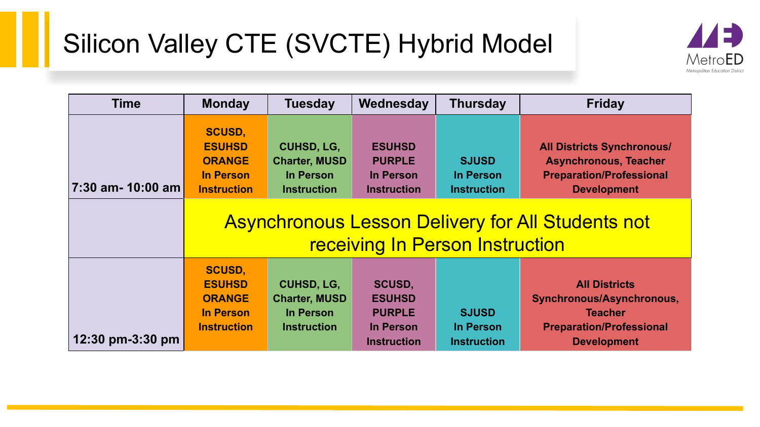# Silicon Valley CTE (SVCTE) Hybrid Model

MetroED
Metropolitan Education District

| Time | Monday | Tuesday | Wednesday | Thursday | Friday |
|---|---|---|---|---|---|
| 7:30 am- 10:00 am | **SCUSD, ESUHSD ORANGE In Person Instruction** | **CUHSD, LG, Charter, MUSD In Person Instruction** | **ESUHSD PURPLE In Person Instruction** | **SJUSD In Person Instruction** | **All Districts Synchronous/ Asynchronous, Teacher Preparation/Professional Development** |
| | Asynchronous Lesson Delivery for All Students not receiving In Person Instruction | | | | |
| 12:30 pm-3:30 pm | **SCUSD, ESUHSD ORANGE In Person Instruction** | **CUHSD, LG, Charter, MUSD In Person Instruction** | **SCUSD, ESUHSD PURPLE In Person Instruction** | **SJUSD In Person Instruction** | **All Districts Synchronous/Asynchronous, Teacher Preparation/Professional Development** |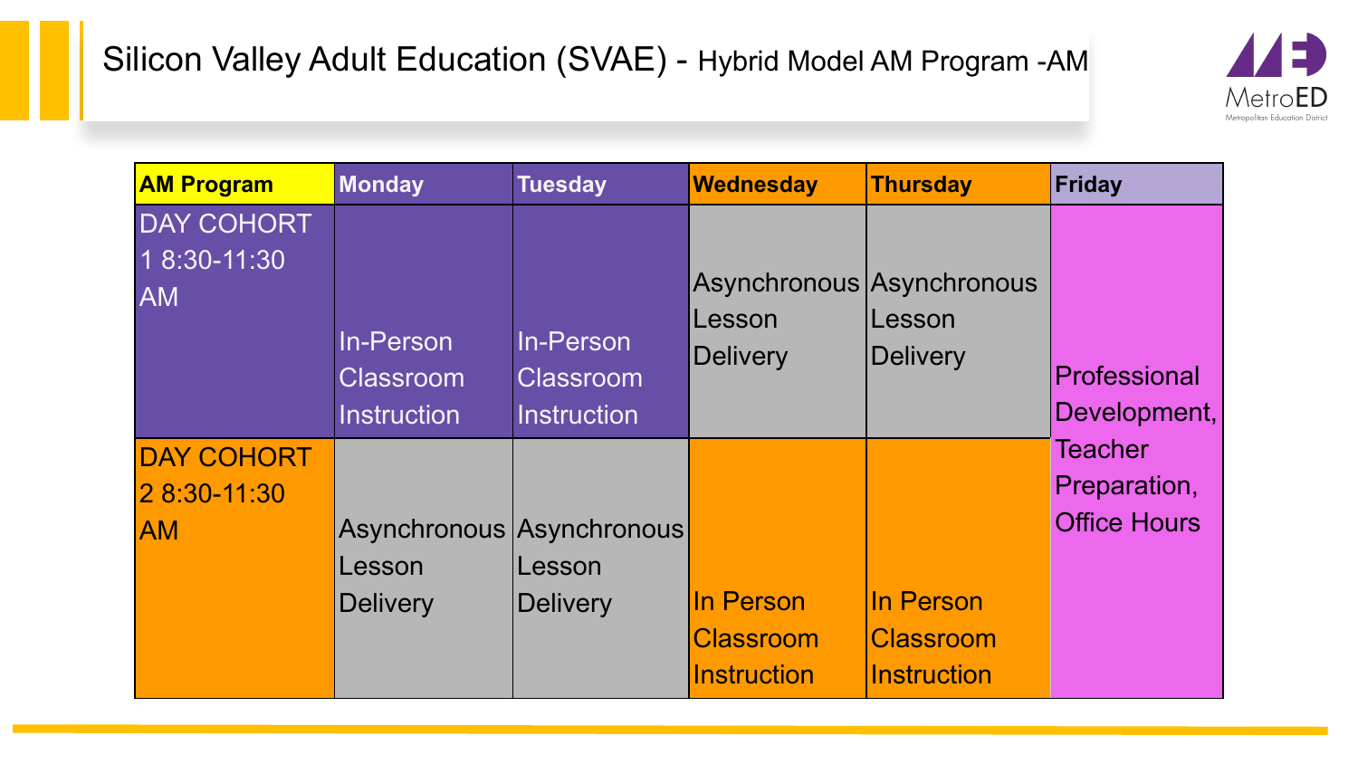# Silicon Valley Adult Education (SVAE) - Hybrid Model AM Program -AM

| AM Program | Monday | Tuesday | Wednesday | Thursday | Friday |
|---|---|---|---|---|---|
| DAY COHORT 1 8:30-11:30 AM | In-Person Classroom Instruction | In-Person Classroom Instruction | Asynchronous Lesson Delivery | Asynchronous Lesson Delivery | Professional Development, Teacher Preparation, Office Hours |
| DAY COHORT 2 8:30-11:30 AM | Asynchronous Lesson Delivery | Asynchronous Lesson Delivery | In Person Classroom Instruction | In Person Classroom Instruction | |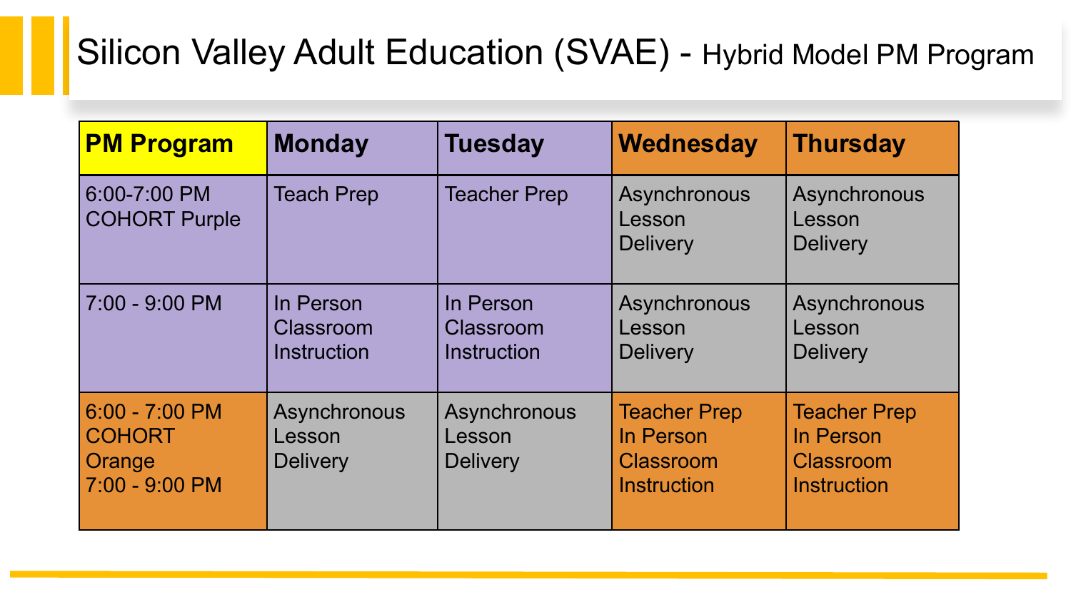# Silicon Valley Adult Education (SVAE) - Hybrid Model PM Program

| PM Program | Monday | Tuesday | Wednesday | Thursday |
|---|---|---|---|---|
| 6:00-7:00 PM COHORT Purple | Teach Prep | Teacher Prep | Asynchronous Lesson Delivery | Asynchronous Lesson Delivery |
| 7:00 - 9:00 PM | In Person Classroom Instruction | In Person Classroom Instruction | Asynchronous Lesson Delivery | Asynchronous Lesson Delivery |
| 6:00 - 7:00 PM COHORT Orange 7:00 - 9:00 PM | Asynchronous Lesson Delivery | Asynchronous Lesson Delivery | Teacher Prep In Person Classroom Instruction | Teacher Prep In Person Classroom Instruction |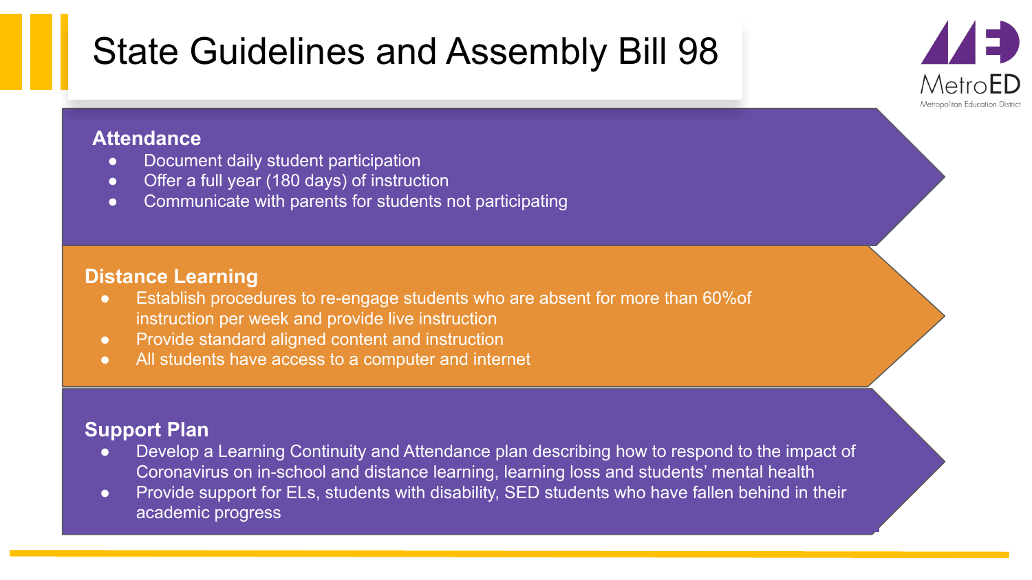# State Guidelines and Assembly Bill 98

### Attendance

- Document daily student participation
- Offer a full year (180 days) of instruction
- Communicate with parents for students not participating

### Distance Learning

- Establish procedures to re-engage students who are absent for more than 60%of instruction per week and provide live instruction
- Provide standard aligned content and instruction
- All students have access to a computer and internet

### Support Plan

- Develop a Learning Continuity and Attendance plan describing how to respond to the impact of Coronavirus on in-school and distance learning, learning loss and students' mental health
- Provide support for ELs, students with disability, SED students who have fallen behind in their academic progress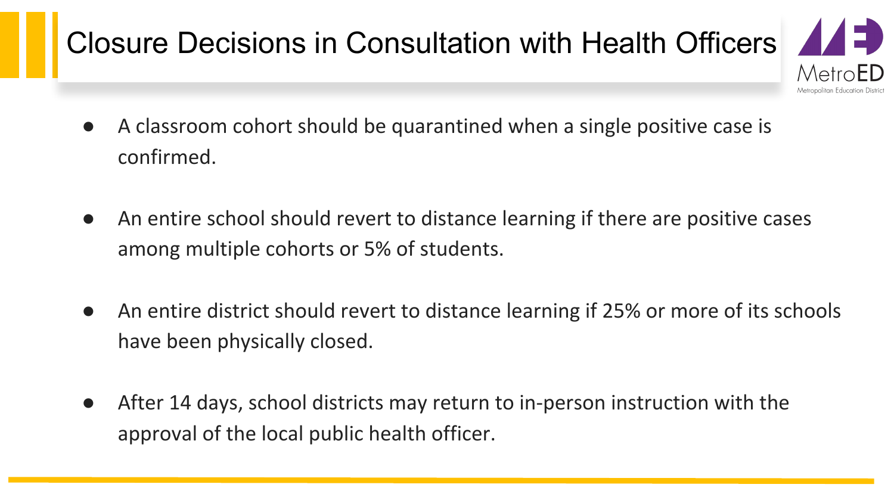# Closure Decisions in Consultation with Health Officers

- A classroom cohort should be quarantined when a single positive case is confirmed.
- An entire school should revert to distance learning if there are positive cases among multiple cohorts or 5% of students.
- An entire district should revert to distance learning if 25% or more of its schools have been physically closed.
- After 14 days, school districts may return to in-person instruction with the approval of the local public health officer.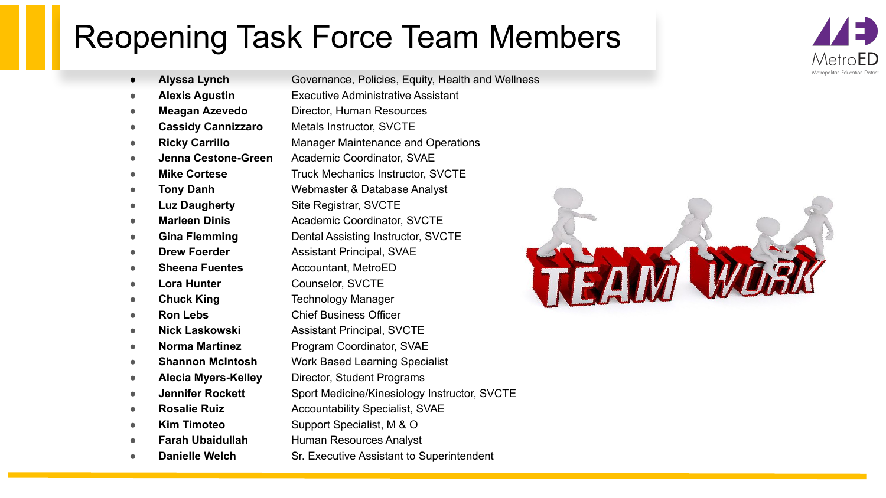# Reopening Task Force Team Members

- **Alyssa Lynch** Governance, Policies, Equity, Health and Wellness
- **Alexis Agustin** Executive Administrative Assistant
- **Meagan Azevedo** Director, Human Resources
- **Cassidy Cannizzaro** Metals Instructor, SVCTE
- **Ricky Carrillo** Manager Maintenance and Operations
- **Jenna Cestone-Green** Academic Coordinator, SVAE
- **Mike Cortese** Truck Mechanics Instructor, SVCTE
- **Tony Danh** Webmaster & Database Analyst
- **Luz Daugherty** Site Registrar, SVCTE
- **Marleen Dinis** Academic Coordinator, SVCTE
- **Gina Flemming** Dental Assisting Instructor, SVCTE
- **Drew Foerder** Assistant Principal, SVAE
- **Sheena Fuentes** Accountant, MetroED
- **Lora Hunter** Counselor, SVCTE
- **Chuck King** Technology Manager
- **Ron Lebs** Chief Business Officer
- **Nick Laskowski** Assistant Principal, SVCTE
- **Norma Martinez** Program Coordinator, SVAE
- **Shannon McIntosh** Work Based Learning Specialist
- **Alecia Myers-Kelley** Director, Student Programs
- **Jennifer Rockett** Sport Medicine/Kinesiology Instructor, SVCTE
- **Rosalie Ruiz** Accountability Specialist, SVAE
- **Kim Timoteo** Support Specialist, M & O
- **Farah Ubaidullah** Human Resources Analyst
- **Danielle Welch** Sr. Executive Assistant to Superintendent